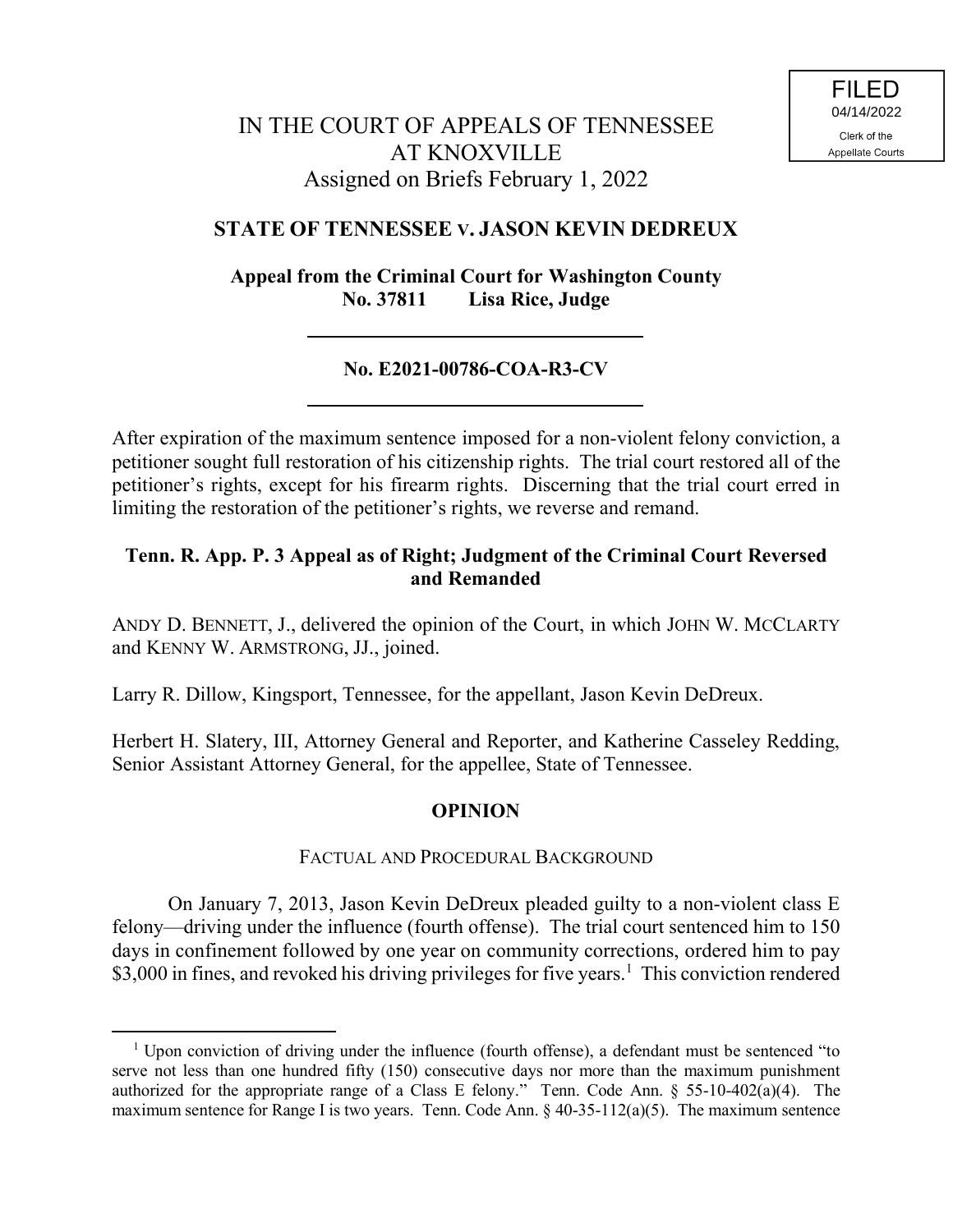FILED
04/14/2022
Clerk of the
Appellate Courts

# IN THE COURT OF APPEALS OF TENNESSEE AT KNOXVILLE

Assigned on Briefs February 1, 2022

## STATE OF TENNESSEE v. JASON KEVIN DEDREUX

**Appeal from the Criminal Court for Washington County**
**No. 37811 Lisa Rice, Judge**

---

**No. E2021-00786-COA-R3-CV**

---

After expiration of the maximum sentence imposed for a non-violent felony conviction, a petitioner sought full restoration of his citizenship rights. The trial court restored all of the petitioner's rights, except for his firearm rights. Discerning that the trial court erred in limiting the restoration of the petitioner's rights, we reverse and remand.

**Tenn. R. App. P. 3 Appeal as of Right; Judgment of the Criminal Court Reversed and Remanded**

ANDY D. BENNETT, J., delivered the opinion of the Court, in which JOHN W. MCCLARTY and KENNY W. ARMSTRONG, JJ., joined.

Larry R. Dillow, Kingsport, Tennessee, for the appellant, Jason Kevin DeDreux.

Herbert H. Slatery, III, Attorney General and Reporter, and Katherine Casseley Redding, Senior Assistant Attorney General, for the appellee, State of Tennessee.

## OPINION

### FACTUAL AND PROCEDURAL BACKGROUND

On January 7, 2013, Jason Kevin DeDreux pleaded guilty to a non-violent class E felony—driving under the influence (fourth offense). The trial court sentenced him to 150 days in confinement followed by one year on community corrections, ordered him to pay \$3,000 in fines, and revoked his driving privileges for five years.[1] This conviction rendered

---

[1] Upon conviction of driving under the influence (fourth offense), a defendant must be sentenced "to serve not less than one hundred fifty (150) consecutive days nor more than the maximum punishment authorized for the appropriate range of a Class E felony." Tenn. Code Ann. § 55-10-402(a)(4). The maximum sentence for Range I is two years. Tenn. Code Ann. § 40-35-112(a)(5). The maximum sentence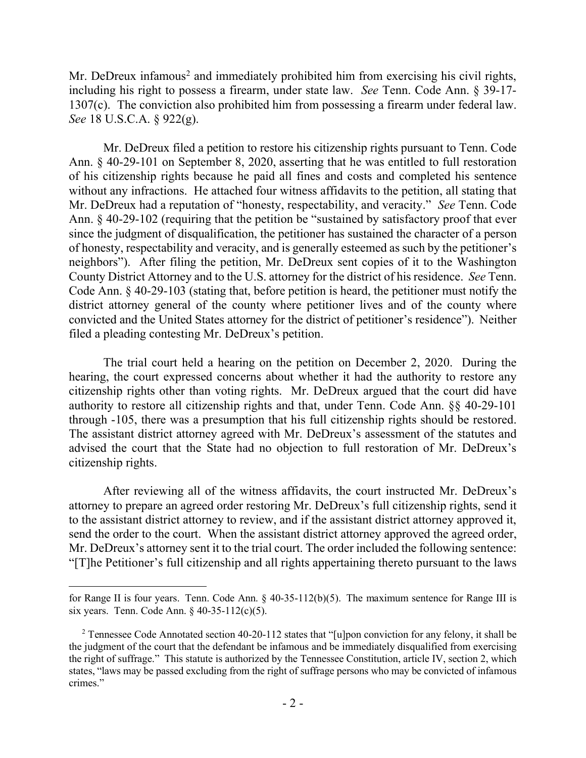Mr. DeDreux infamous[2] and immediately prohibited him from exercising his civil rights, including his right to possess a firearm, under state law. *See* Tenn. Code Ann. § 39-17-1307(c). The conviction also prohibited him from possessing a firearm under federal law. *See* 18 U.S.C.A. § 922(g).

Mr. DeDreux filed a petition to restore his citizenship rights pursuant to Tenn. Code Ann. § 40-29-101 on September 8, 2020, asserting that he was entitled to full restoration of his citizenship rights because he paid all fines and costs and completed his sentence without any infractions. He attached four witness affidavits to the petition, all stating that Mr. DeDreux had a reputation of "honesty, respectability, and veracity." *See* Tenn. Code Ann. § 40-29-102 (requiring that the petition be "sustained by satisfactory proof that ever since the judgment of disqualification, the petitioner has sustained the character of a person of honesty, respectability and veracity, and is generally esteemed as such by the petitioner's neighbors"). After filing the petition, Mr. DeDreux sent copies of it to the Washington County District Attorney and to the U.S. attorney for the district of his residence. *See* Tenn. Code Ann. § 40-29-103 (stating that, before petition is heard, the petitioner must notify the district attorney general of the county where petitioner lives and of the county where convicted and the United States attorney for the district of petitioner's residence"). Neither filed a pleading contesting Mr. DeDreux's petition.

The trial court held a hearing on the petition on December 2, 2020. During the hearing, the court expressed concerns about whether it had the authority to restore any citizenship rights other than voting rights. Mr. DeDreux argued that the court did have authority to restore all citizenship rights and that, under Tenn. Code Ann. §§ 40-29-101 through -105, there was a presumption that his full citizenship rights should be restored. The assistant district attorney agreed with Mr. DeDreux's assessment of the statutes and advised the court that the State had no objection to full restoration of Mr. DeDreux's citizenship rights.

After reviewing all of the witness affidavits, the court instructed Mr. DeDreux's attorney to prepare an agreed order restoring Mr. DeDreux's full citizenship rights, send it to the assistant district attorney to review, and if the assistant district attorney approved it, send the order to the court. When the assistant district attorney approved the agreed order, Mr. DeDreux's attorney sent it to the trial court. The order included the following sentence: "[T]he Petitioner's full citizenship and all rights appertaining thereto pursuant to the laws

---

for Range II is four years. Tenn. Code Ann. § 40-35-112(b)(5). The maximum sentence for Range III is six years. Tenn. Code Ann. § 40-35-112(c)(5).

[2] Tennessee Code Annotated section 40-20-112 states that "[u]pon conviction for any felony, it shall be the judgment of the court that the defendant be infamous and be immediately disqualified from exercising the right of suffrage." This statute is authorized by the Tennessee Constitution, article IV, section 2, which states, "laws may be passed excluding from the right of suffrage persons who may be convicted of infamous crimes."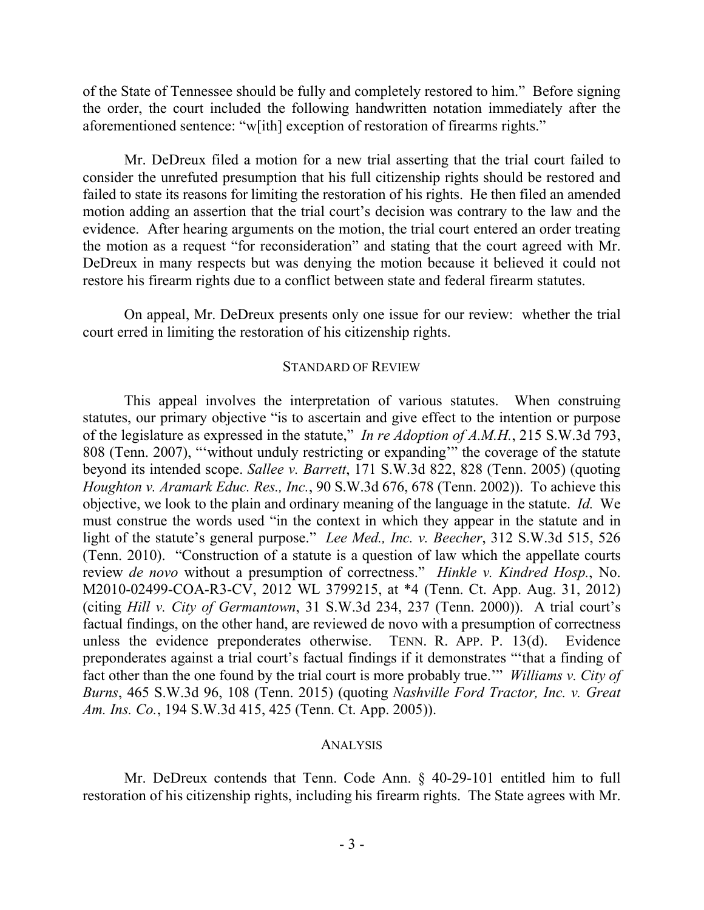of the State of Tennessee should be fully and completely restored to him." Before signing the order, the court included the following handwritten notation immediately after the aforementioned sentence: "w[ith] exception of restoration of firearms rights."

Mr. DeDreux filed a motion for a new trial asserting that the trial court failed to consider the unrefuted presumption that his full citizenship rights should be restored and failed to state its reasons for limiting the restoration of his rights. He then filed an amended motion adding an assertion that the trial court's decision was contrary to the law and the evidence. After hearing arguments on the motion, the trial court entered an order treating the motion as a request "for reconsideration" and stating that the court agreed with Mr. DeDreux in many respects but was denying the motion because it believed it could not restore his firearm rights due to a conflict between state and federal firearm statutes.

On appeal, Mr. DeDreux presents only one issue for our review: whether the trial court erred in limiting the restoration of his citizenship rights.

## STANDARD OF REVIEW

This appeal involves the interpretation of various statutes. When construing statutes, our primary objective "is to ascertain and give effect to the intention or purpose of the legislature as expressed in the statute," *In re Adoption of A.M.H.*, 215 S.W.3d 793, 808 (Tenn. 2007), "'without unduly restricting or expanding'" the coverage of the statute beyond its intended scope. *Sallee v. Barrett*, 171 S.W.3d 822, 828 (Tenn. 2005) (quoting *Houghton v. Aramark Educ. Res., Inc.*, 90 S.W.3d 676, 678 (Tenn. 2002)). To achieve this objective, we look to the plain and ordinary meaning of the language in the statute. *Id.* We must construe the words used "in the context in which they appear in the statute and in light of the statute's general purpose." *Lee Med., Inc. v. Beecher*, 312 S.W.3d 515, 526 (Tenn. 2010). "Construction of a statute is a question of law which the appellate courts review *de novo* without a presumption of correctness." *Hinkle v. Kindred Hosp.*, No. M2010-02499-COA-R3-CV, 2012 WL 3799215, at *4 (Tenn. Ct. App. Aug. 31, 2012) (citing *Hill v. City of Germantown*, 31 S.W.3d 234, 237 (Tenn. 2000)). A trial court's factual findings, on the other hand, are reviewed de novo with a presumption of correctness unless the evidence preponderates otherwise. TENN. R. APP. P. 13(d). Evidence preponderates against a trial court's factual findings if it demonstrates "'that a finding of fact other than the one found by the trial court is more probably true.'" *Williams v. City of Burns*, 465 S.W.3d 96, 108 (Tenn. 2015) (quoting *Nashville Ford Tractor, Inc. v. Great Am. Ins. Co.*, 194 S.W.3d 415, 425 (Tenn. Ct. App. 2005)).

## ANALYSIS

Mr. DeDreux contends that Tenn. Code Ann. § 40-29-101 entitled him to full restoration of his citizenship rights, including his firearm rights. The State agrees with Mr.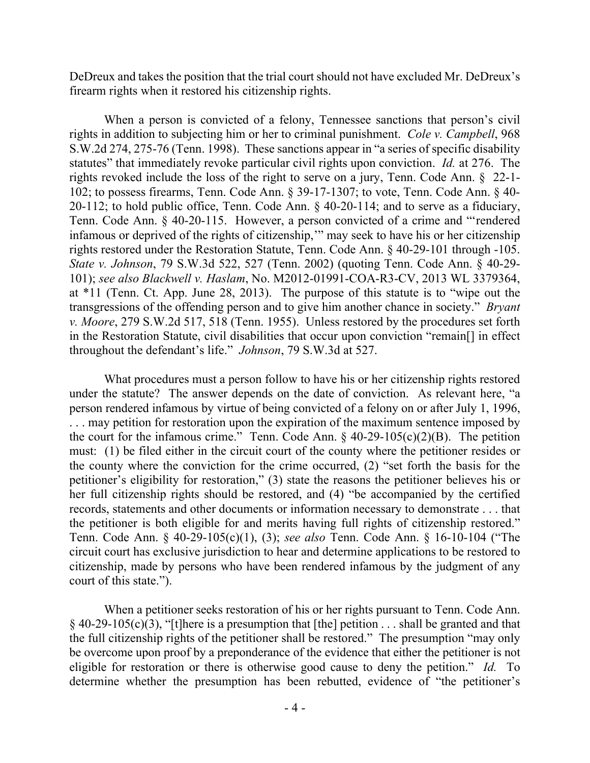DeDreux and takes the position that the trial court should not have excluded Mr. DeDreux's firearm rights when it restored his citizenship rights.

When a person is convicted of a felony, Tennessee sanctions that person's civil rights in addition to subjecting him or her to criminal punishment. *Cole v. Campbell*, 968 S.W.2d 274, 275-76 (Tenn. 1998). These sanctions appear in "a series of specific disability statutes" that immediately revoke particular civil rights upon conviction. *Id.* at 276. The rights revoked include the loss of the right to serve on a jury, Tenn. Code Ann. § 22-1-102; to possess firearms, Tenn. Code Ann. § 39-17-1307; to vote, Tenn. Code Ann. § 40-20-112; to hold public office, Tenn. Code Ann. § 40-20-114; and to serve as a fiduciary, Tenn. Code Ann. § 40-20-115. However, a person convicted of a crime and "'rendered infamous or deprived of the rights of citizenship,'" may seek to have his or her citizenship rights restored under the Restoration Statute, Tenn. Code Ann. § 40-29-101 through -105. *State v. Johnson*, 79 S.W.3d 522, 527 (Tenn. 2002) (quoting Tenn. Code Ann. § 40-29-101); *see also Blackwell v. Haslam*, No. M2012-01991-COA-R3-CV, 2013 WL 3379364, at *11 (Tenn. Ct. App. June 28, 2013). The purpose of this statute is to "wipe out the transgressions of the offending person and to give him another chance in society." *Bryant v. Moore*, 279 S.W.2d 517, 518 (Tenn. 1955). Unless restored by the procedures set forth in the Restoration Statute, civil disabilities that occur upon conviction "remain[] in effect throughout the defendant's life." *Johnson*, 79 S.W.3d at 527.

What procedures must a person follow to have his or her citizenship rights restored under the statute? The answer depends on the date of conviction. As relevant here, "a person rendered infamous by virtue of being convicted of a felony on or after July 1, 1996, . . . may petition for restoration upon the expiration of the maximum sentence imposed by the court for the infamous crime." Tenn. Code Ann. § 40-29-105(c)(2)(B). The petition must: (1) be filed either in the circuit court of the county where the petitioner resides or the county where the conviction for the crime occurred, (2) "set forth the basis for the petitioner's eligibility for restoration," (3) state the reasons the petitioner believes his or her full citizenship rights should be restored, and (4) "be accompanied by the certified records, statements and other documents or information necessary to demonstrate . . . that the petitioner is both eligible for and merits having full rights of citizenship restored." Tenn. Code Ann. § 40-29-105(c)(1), (3); *see also* Tenn. Code Ann. § 16-10-104 ("The circuit court has exclusive jurisdiction to hear and determine applications to be restored to citizenship, made by persons who have been rendered infamous by the judgment of any court of this state.").

When a petitioner seeks restoration of his or her rights pursuant to Tenn. Code Ann. § 40-29-105(c)(3), "[t]here is a presumption that [the] petition . . . shall be granted and that the full citizenship rights of the petitioner shall be restored." The presumption "may only be overcome upon proof by a preponderance of the evidence that either the petitioner is not eligible for restoration or there is otherwise good cause to deny the petition." *Id.* To determine whether the presumption has been rebutted, evidence of "the petitioner's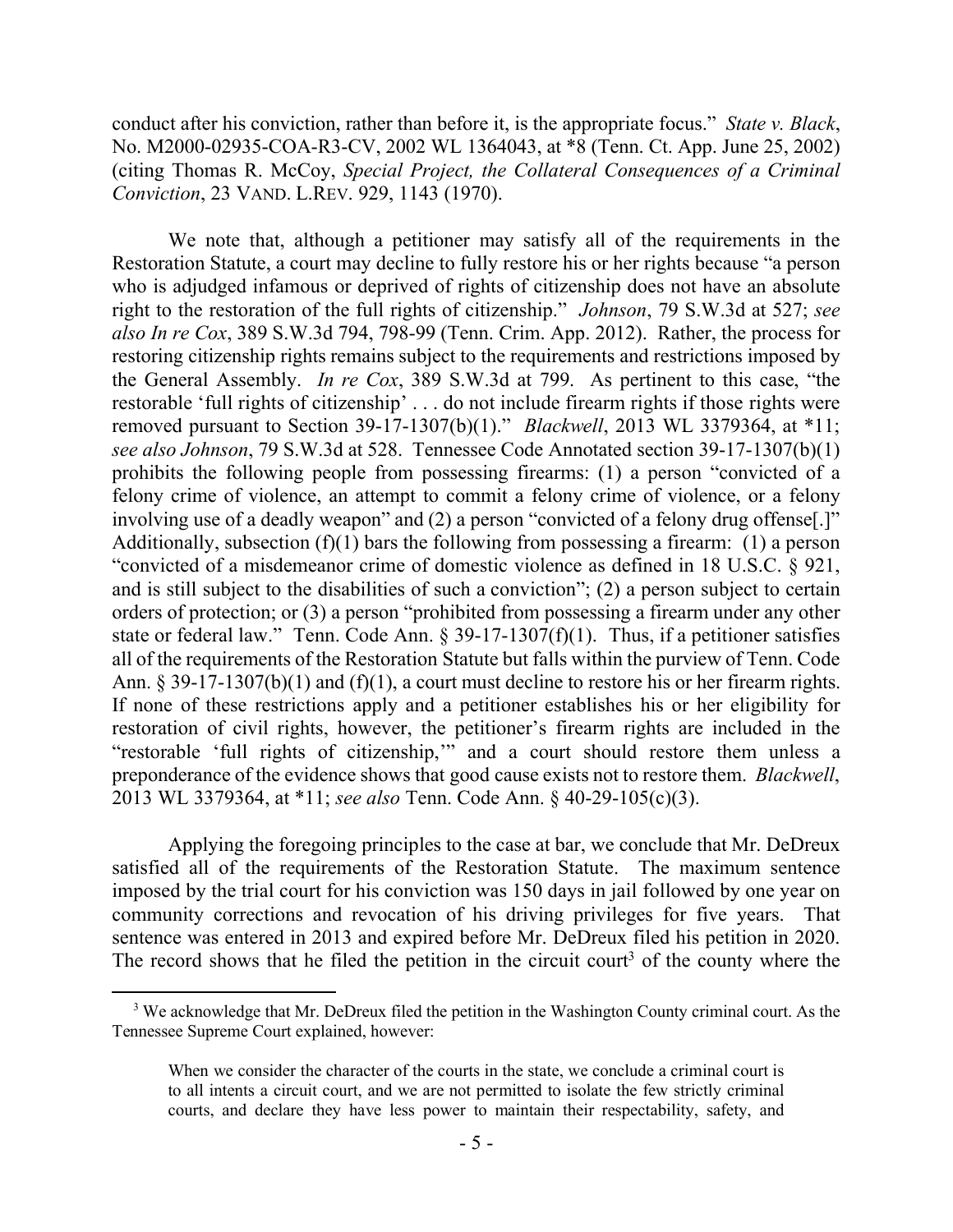conduct after his conviction, rather than before it, is the appropriate focus." *State v. Black*, No. M2000-02935-COA-R3-CV, 2002 WL 1364043, at *8 (Tenn. Ct. App. June 25, 2002) (citing Thomas R. McCoy, *Special Project, the Collateral Consequences of a Criminal Conviction*, 23 VAND. L.REV. 929, 1143 (1970).

We note that, although a petitioner may satisfy all of the requirements in the Restoration Statute, a court may decline to fully restore his or her rights because "a person who is adjudged infamous or deprived of rights of citizenship does not have an absolute right to the restoration of the full rights of citizenship." *Johnson*, 79 S.W.3d at 527; *see also In re Cox*, 389 S.W.3d 794, 798-99 (Tenn. Crim. App. 2012). Rather, the process for restoring citizenship rights remains subject to the requirements and restrictions imposed by the General Assembly. *In re Cox*, 389 S.W.3d at 799. As pertinent to this case, "the restorable 'full rights of citizenship' . . . do not include firearm rights if those rights were removed pursuant to Section 39-17-1307(b)(1)." *Blackwell*, 2013 WL 3379364, at *11; *see also Johnson*, 79 S.W.3d at 528. Tennessee Code Annotated section 39-17-1307(b)(1) prohibits the following people from possessing firearms: (1) a person "convicted of a felony crime of violence, an attempt to commit a felony crime of violence, or a felony involving use of a deadly weapon" and (2) a person "convicted of a felony drug offense[.]" Additionally, subsection (f)(1) bars the following from possessing a firearm: (1) a person "convicted of a misdemeanor crime of domestic violence as defined in 18 U.S.C. § 921, and is still subject to the disabilities of such a conviction"; (2) a person subject to certain orders of protection; or (3) a person "prohibited from possessing a firearm under any other state or federal law." Tenn. Code Ann. § 39-17-1307(f)(1). Thus, if a petitioner satisfies all of the requirements of the Restoration Statute but falls within the purview of Tenn. Code Ann. § 39-17-1307(b)(1) and (f)(1), a court must decline to restore his or her firearm rights. If none of these restrictions apply and a petitioner establishes his or her eligibility for restoration of civil rights, however, the petitioner's firearm rights are included in the "restorable 'full rights of citizenship,'" and a court should restore them unless a preponderance of the evidence shows that good cause exists not to restore them. *Blackwell*, 2013 WL 3379364, at *11; *see also* Tenn. Code Ann. § 40-29-105(c)(3).

Applying the foregoing principles to the case at bar, we conclude that Mr. DeDreux satisfied all of the requirements of the Restoration Statute. The maximum sentence imposed by the trial court for his conviction was 150 days in jail followed by one year on community corrections and revocation of his driving privileges for five years. That sentence was entered in 2013 and expired before Mr. DeDreux filed his petition in 2020. The record shows that he filed the petition in the circuit court[3] of the county where the

---

[3] We acknowledge that Mr. DeDreux filed the petition in the Washington County criminal court. As the Tennessee Supreme Court explained, however:

> When we consider the character of the courts in the state, we conclude a criminal court is to all intents a circuit court, and we are not permitted to isolate the few strictly criminal courts, and declare they have less power to maintain their respectability, safety, and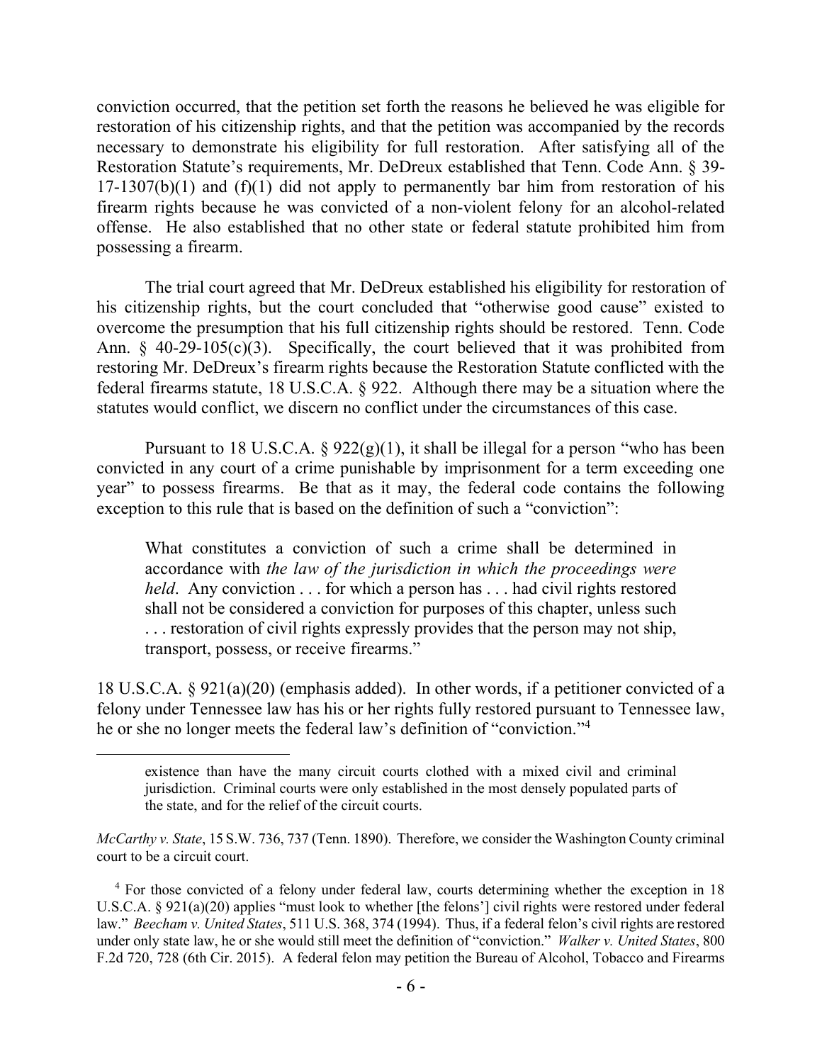conviction occurred, that the petition set forth the reasons he believed he was eligible for restoration of his citizenship rights, and that the petition was accompanied by the records necessary to demonstrate his eligibility for full restoration. After satisfying all of the Restoration Statute's requirements, Mr. DeDreux established that Tenn. Code Ann. § 39-17-1307(b)(1) and (f)(1) did not apply to permanently bar him from restoration of his firearm rights because he was convicted of a non-violent felony for an alcohol-related offense. He also established that no other state or federal statute prohibited him from possessing a firearm.

The trial court agreed that Mr. DeDreux established his eligibility for restoration of his citizenship rights, but the court concluded that "otherwise good cause" existed to overcome the presumption that his full citizenship rights should be restored. Tenn. Code Ann. § 40-29-105(c)(3). Specifically, the court believed that it was prohibited from restoring Mr. DeDreux's firearm rights because the Restoration Statute conflicted with the federal firearms statute, 18 U.S.C.A. § 922. Although there may be a situation where the statutes would conflict, we discern no conflict under the circumstances of this case.

Pursuant to 18 U.S.C.A. § 922(g)(1), it shall be illegal for a person "who has been convicted in any court of a crime punishable by imprisonment for a term exceeding one year" to possess firearms. Be that as it may, the federal code contains the following exception to this rule that is based on the definition of such a "conviction":

> What constitutes a conviction of such a crime shall be determined in accordance with *the law of the jurisdiction in which the proceedings were held*. Any conviction . . . for which a person has . . . had civil rights restored shall not be considered a conviction for purposes of this chapter, unless such . . . restoration of civil rights expressly provides that the person may not ship, transport, possess, or receive firearms."

18 U.S.C.A. § 921(a)(20) (emphasis added). In other words, if a petitioner convicted of a felony under Tennessee law has his or her rights fully restored pursuant to Tennessee law, he or she no longer meets the federal law's definition of "conviction."[4]

---

> existence than have the many circuit courts clothed with a mixed civil and criminal jurisdiction. Criminal courts were only established in the most densely populated parts of the state, and for the relief of the circuit courts.

*McCarthy v. State*, 15 S.W. 736, 737 (Tenn. 1890). Therefore, we consider the Washington County criminal court to be a circuit court.

[4] For those convicted of a felony under federal law, courts determining whether the exception in 18 U.S.C.A. § 921(a)(20) applies "must look to whether [the felons'] civil rights were restored under federal law." *Beecham v. United States*, 511 U.S. 368, 374 (1994). Thus, if a federal felon's civil rights are restored under only state law, he or she would still meet the definition of "conviction." *Walker v. United States*, 800 F.2d 720, 728 (6th Cir. 2015). A federal felon may petition the Bureau of Alcohol, Tobacco and Firearms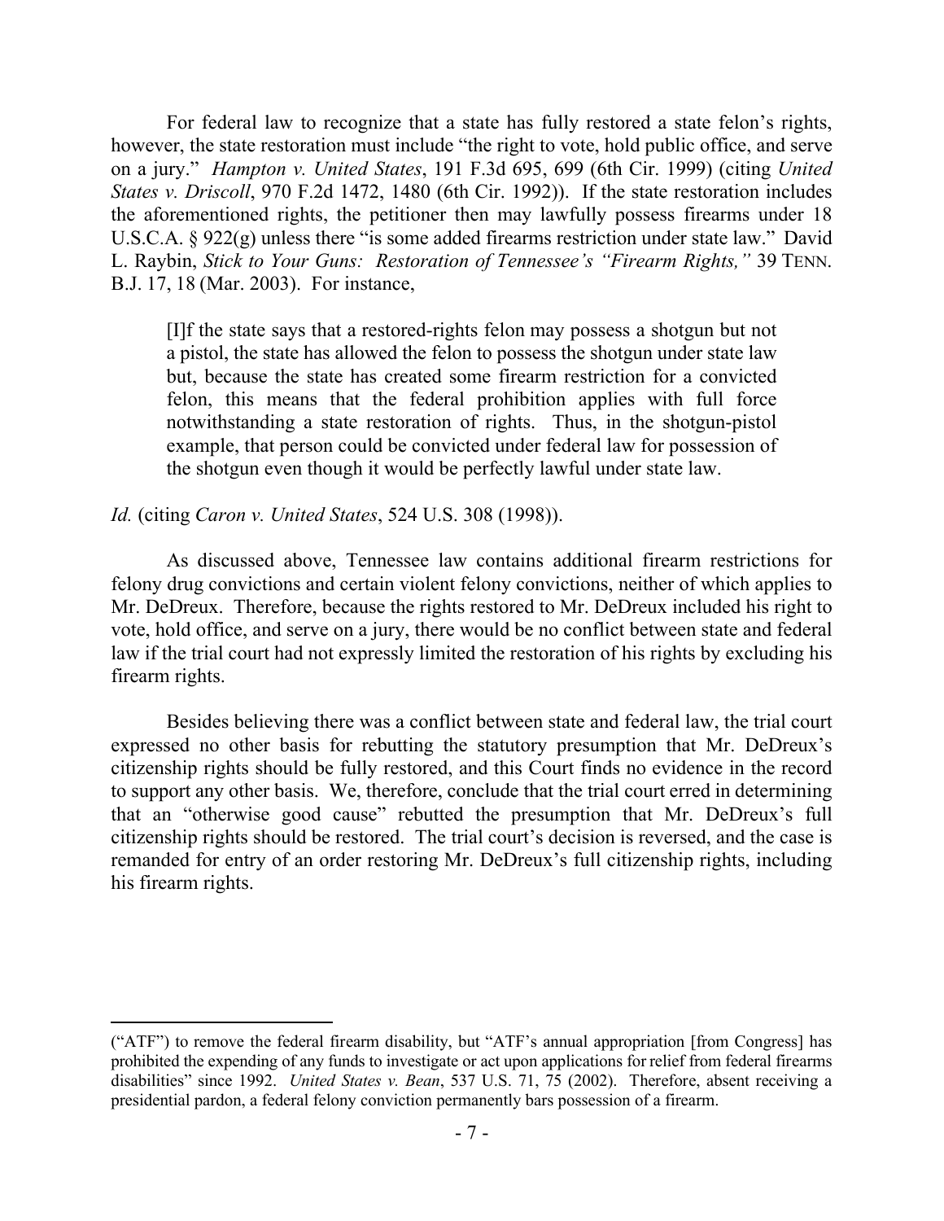For federal law to recognize that a state has fully restored a state felon's rights, however, the state restoration must include "the right to vote, hold public office, and serve on a jury." *Hampton v. United States*, 191 F.3d 695, 699 (6th Cir. 1999) (citing *United States v. Driscoll*, 970 F.2d 1472, 1480 (6th Cir. 1992)). If the state restoration includes the aforementioned rights, the petitioner then may lawfully possess firearms under 18 U.S.C.A. § 922(g) unless there "is some added firearms restriction under state law." David L. Raybin, *Stick to Your Guns: Restoration of Tennessee's "Firearm Rights,"* 39 TENN. B.J. 17, 18 (Mar. 2003). For instance,

> [I]f the state says that a restored-rights felon may possess a shotgun but not a pistol, the state has allowed the felon to possess the shotgun under state law but, because the state has created some firearm restriction for a convicted felon, this means that the federal prohibition applies with full force notwithstanding a state restoration of rights. Thus, in the shotgun-pistol example, that person could be convicted under federal law for possession of the shotgun even though it would be perfectly lawful under state law.

*Id.* (citing *Caron v. United States*, 524 U.S. 308 (1998)).

As discussed above, Tennessee law contains additional firearm restrictions for felony drug convictions and certain violent felony convictions, neither of which applies to Mr. DeDreux. Therefore, because the rights restored to Mr. DeDreux included his right to vote, hold office, and serve on a jury, there would be no conflict between state and federal law if the trial court had not expressly limited the restoration of his rights by excluding his firearm rights.

Besides believing there was a conflict between state and federal law, the trial court expressed no other basis for rebutting the statutory presumption that Mr. DeDreux's citizenship rights should be fully restored, and this Court finds no evidence in the record to support any other basis. We, therefore, conclude that the trial court erred in determining that an "otherwise good cause" rebutted the presumption that Mr. DeDreux's full citizenship rights should be restored. The trial court's decision is reversed, and the case is remanded for entry of an order restoring Mr. DeDreux's full citizenship rights, including his firearm rights.

---

("ATF") to remove the federal firearm disability, but "ATF's annual appropriation [from Congress] has prohibited the expending of any funds to investigate or act upon applications for relief from federal firearms disabilities" since 1992. *United States v. Bean*, 537 U.S. 71, 75 (2002). Therefore, absent receiving a presidential pardon, a federal felony conviction permanently bars possession of a firearm.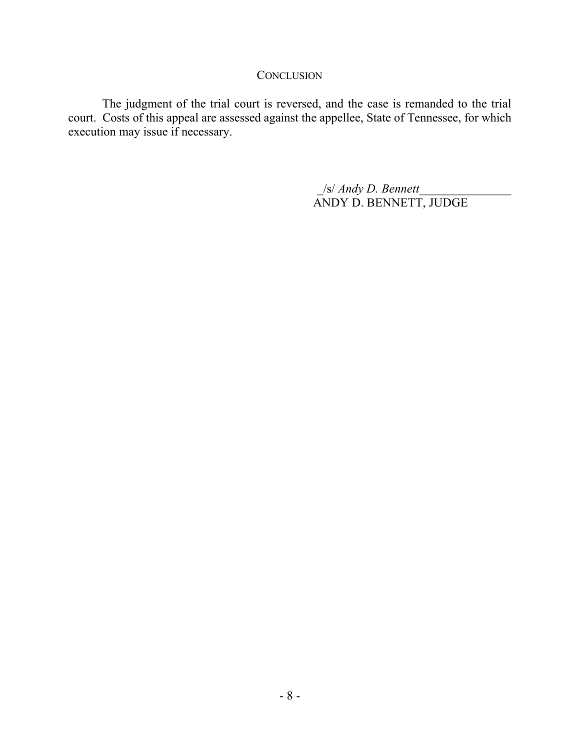## CONCLUSION

The judgment of the trial court is reversed, and the case is remanded to the trial court. Costs of this appeal are assessed against the appellee, State of Tennessee, for which execution may issue if necessary.

_/s/ *Andy D. Bennett*_______________
ANDY D. BENNETT, JUDGE